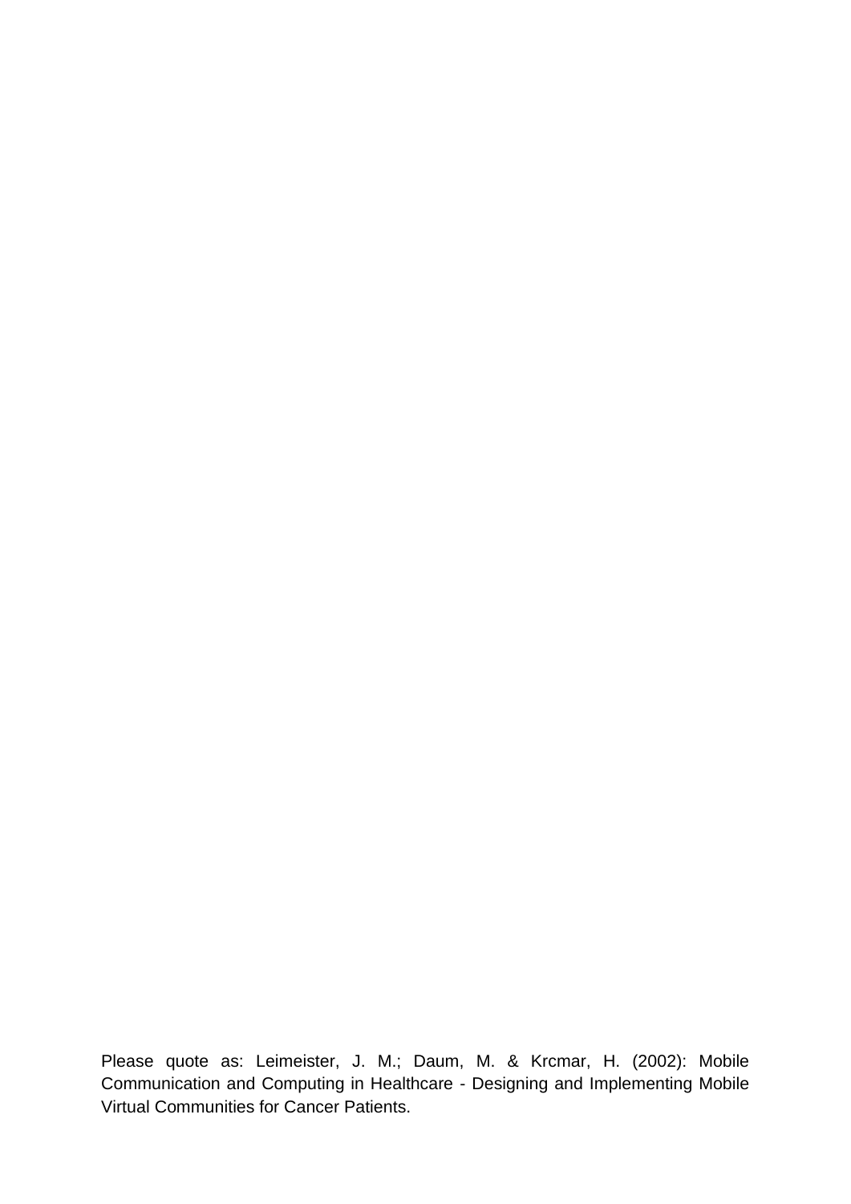Please quote as: Leimeister, J. M.; Daum, M. & Krcmar, H. (2002): Mobile Communication and Computing in Healthcare - Designing and Implementing Mobile Virtual Communities for Cancer Patients.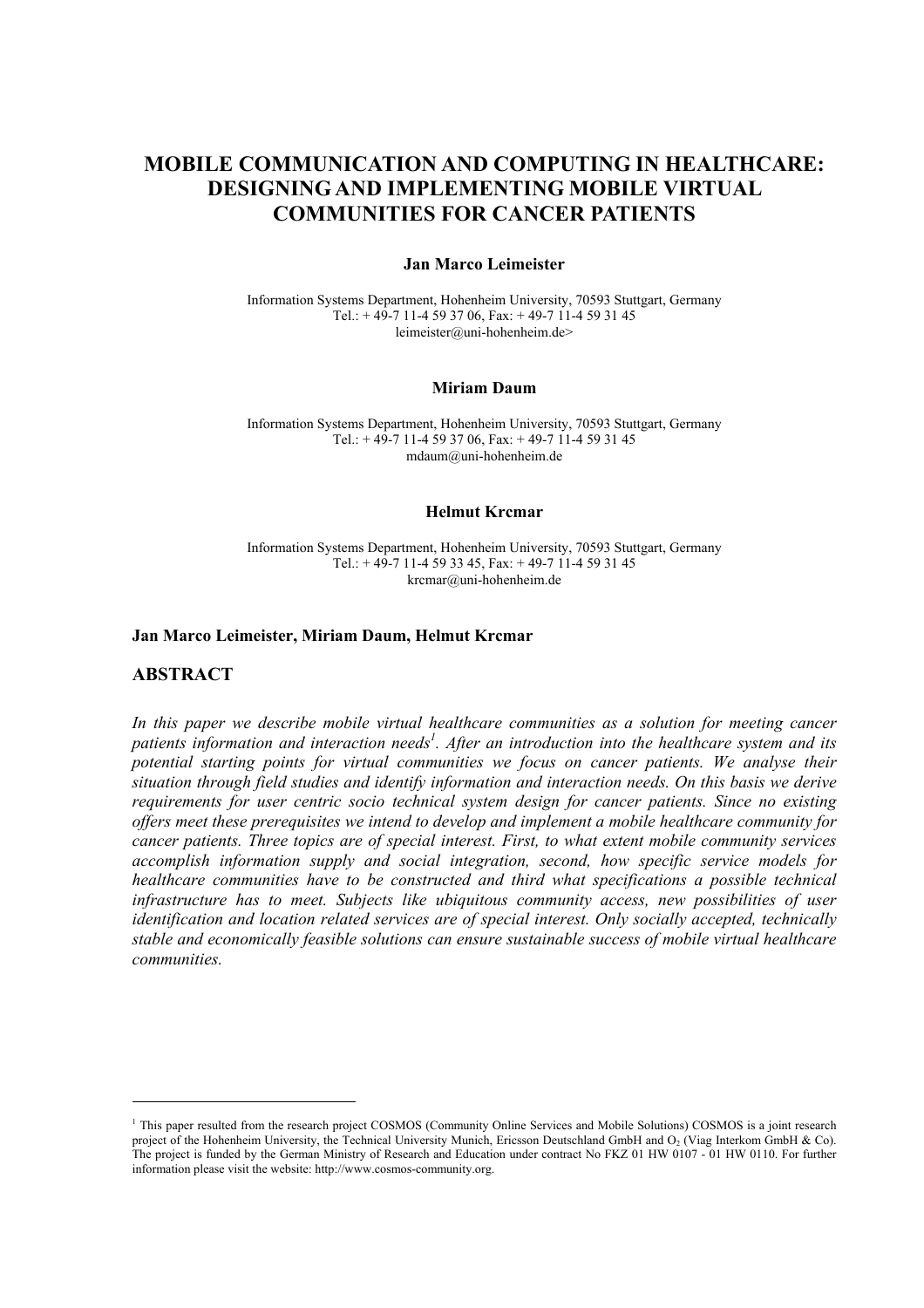# MOBILE COMMUNICATION AND COMPUTING IN HEALTHCARE: DESIGNING AND IMPLEMENTING MOBILE VIRTUAL COMMUNITIES FOR CANCER PATIENTS

**Jan Marco Leimeister**

Information Systems Department, Hohenheim University, 70593 Stuttgart, Germany
Tel.: + 49-7 11-4 59 37 06, Fax: + 49-7 11-4 59 31 45
leimeister@uni-hohenheim.de>

**Miriam Daum**

Information Systems Department, Hohenheim University, 70593 Stuttgart, Germany
Tel.: + 49-7 11-4 59 37 06, Fax: + 49-7 11-4 59 31 45
mdaum@uni-hohenheim.de

**Helmut Krcmar**

Information Systems Department, Hohenheim University, 70593 Stuttgart, Germany
Tel.: + 49-7 11-4 59 33 45, Fax: + 49-7 11-4 59 31 45
krcmar@uni-hohenheim.de

**Jan Marco Leimeister, Miriam Daum, Helmut Krcmar**

## ABSTRACT

*In this paper we describe mobile virtual healthcare communities as a solution for meeting cancer patients information and interaction needs[1]. After an introduction into the healthcare system and its potential starting points for virtual communities we focus on cancer patients. We analyse their situation through field studies and identify information and interaction needs. On this basis we derive requirements for user centric socio technical system design for cancer patients. Since no existing offers meet these prerequisites we intend to develop and implement a mobile healthcare community for cancer patients. Three topics are of special interest. First, to what extent mobile community services accomplish information supply and social integration, second, how specific service models for healthcare communities have to be constructed and third what specifications a possible technical infrastructure has to meet. Subjects like ubiquitous community access, new possibilities of user identification and location related services are of special interest. Only socially accepted, technically stable and economically feasible solutions can ensure sustainable success of mobile virtual healthcare communities.*

---

[1] This paper resulted from the research project COSMOS (Community Online Services and Mobile Solutions) COSMOS is a joint research project of the Hohenheim University, the Technical University Munich, Ericsson Deutschland GmbH and $O_2$ (Viag Interkom GmbH & Co). The project is funded by the German Ministry of Research and Education under contract No FKZ 01 HW 0107 - 01 HW 0110. For further information please visit the website: http://www.cosmos-community.org.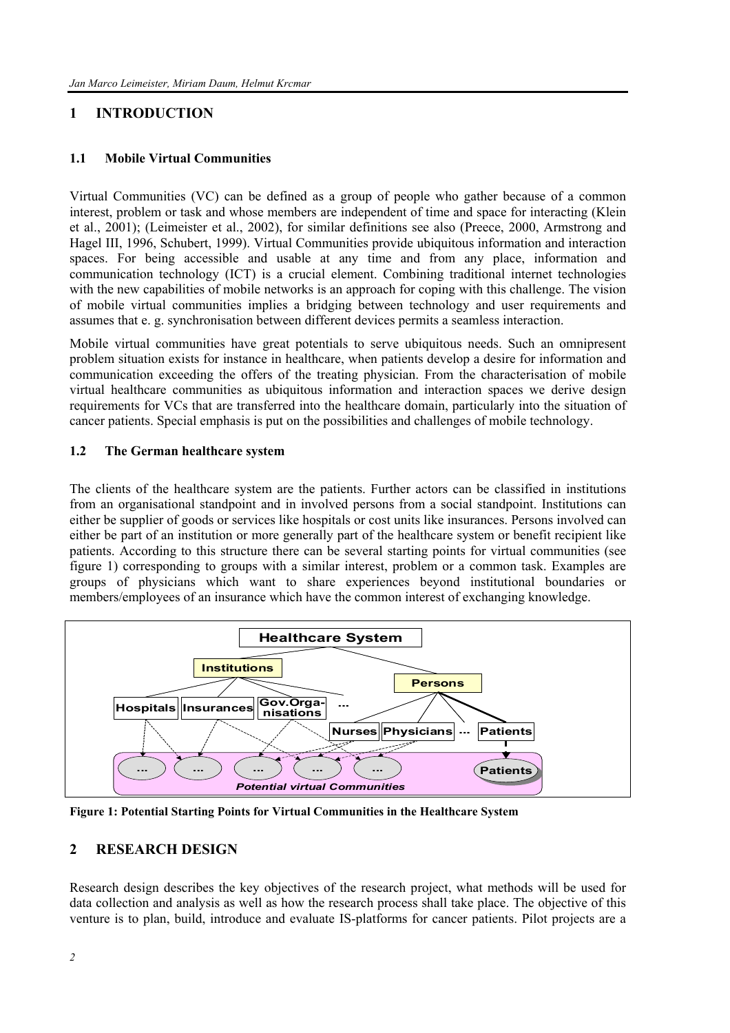# 1 INTRODUCTION

## 1.1 Mobile Virtual Communities

Virtual Communities (VC) can be defined as a group of people who gather because of a common interest, problem or task and whose members are independent of time and space for interacting (Klein et al., 2001); (Leimeister et al., 2002), for similar definitions see also (Preece, 2000, Armstrong and Hagel III, 1996, Schubert, 1999). Virtual Communities provide ubiquitous information and interaction spaces. For being accessible and usable at any time and from any place, information and communication technology (ICT) is a crucial element. Combining traditional internet technologies with the new capabilities of mobile networks is an approach for coping with this challenge. The vision of mobile virtual communities implies a bridging between technology and user requirements and assumes that e. g. synchronisation between different devices permits a seamless interaction.

Mobile virtual communities have great potentials to serve ubiquitous needs. Such an omnipresent problem situation exists for instance in healthcare, when patients develop a desire for information and communication exceeding the offers of the treating physician. From the characterisation of mobile virtual healthcare communities as ubiquitous information and interaction spaces we derive design requirements for VCs that are transferred into the healthcare domain, particularly into the situation of cancer patients. Special emphasis is put on the possibilities and challenges of mobile technology.

## 1.2 The German healthcare system

The clients of the healthcare system are the patients. Further actors can be classified in institutions from an organisational standpoint and in involved persons from a social standpoint. Institutions can either be supplier of goods or services like hospitals or cost units like insurances. Persons involved can either be part of an institution or more generally part of the healthcare system or benefit recipient like patients. According to this structure there can be several starting points for virtual communities (see figure 1) corresponding to groups with a similar interest, problem or a common task. Examples are groups of physicians which want to share experiences beyond institutional boundaries or members/employees of an insurance which have the common interest of exchanging knowledge.

Healthcare System — Institutions: Hospitals, Insurances, Gov.Organisations, ... — Persons: Nurses, Physicians, ..., Patients — Potential virtual Communities: ..., ..., ..., ..., ..., Patients

**Figure 1: Potential Starting Points for Virtual Communities in the Healthcare System**

# 2 RESEARCH DESIGN

Research design describes the key objectives of the research project, what methods will be used for data collection and analysis as well as how the research process shall take place. The objective of this venture is to plan, build, introduce and evaluate IS-platforms for cancer patients. Pilot projects are a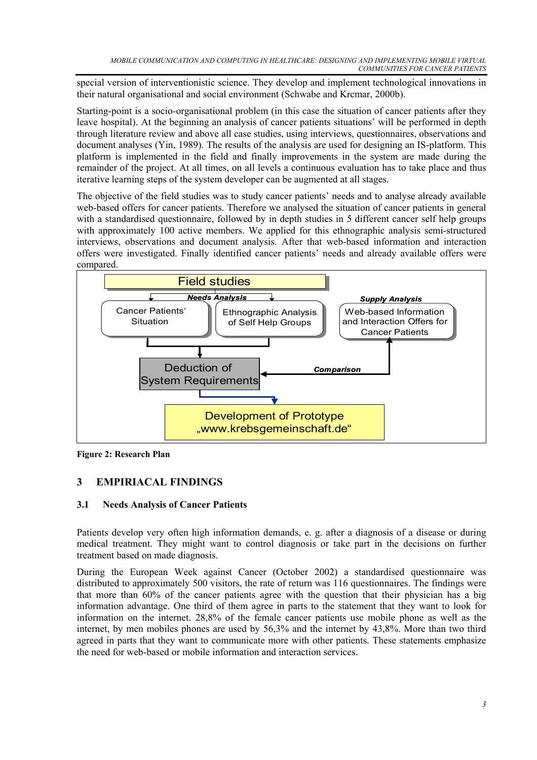special version of interventionistic science. They develop and implement technological innovations in their natural organisational and social environment (Schwabe and Krcmar, 2000b).

Starting-point is a socio-organisational problem (in this case the situation of cancer patients after they leave hospital). At the beginning an analysis of cancer patients situations' will be performed in depth through literature review and above all case studies, using interviews, questionnaires, observations and document analyses (Yin, 1989). The results of the analysis are used for designing an IS-platform. This platform is implemented in the field and finally improvements in the system are made during the remainder of the project. At all times, on all levels a continuous evaluation has to take place and thus iterative learning steps of the system developer can be augmented at all stages.

The objective of the field studies was to study cancer patients' needs and to analyse already available web-based offers for cancer patients. Therefore we analysed the situation of cancer patients in general with a standardised questionnaire, followed by in depth studies in 5 different cancer self help groups with approximately 100 active members. We applied for this ethnographic analysis semi-structured interviews, observations and document analysis. After that web-based information and interaction offers were investigated. Finally identified cancer patients' needs and already available offers were compared.

Field studies

*Needs Analysis*

Cancer Patients' Situation

Ethnographic Analysis of Self Help Groups

*Supply Analysis*

Web-based Information and Interaction Offers for Cancer Patients

Deduction of System Requirements

*Comparison*

Development of Prototype „www.krebsgemeinschaft.de"

**Figure 2: Research Plan**

## 3 EMPIRIACAL FINDINGS

### 3.1 Needs Analysis of Cancer Patients

Patients develop very often high information demands, e. g. after a diagnosis of a disease or during medical treatment. They might want to control diagnosis or take part in the decisions on further treatment based on made diagnosis.

During the European Week against Cancer (October 2002) a standardised questionnaire was distributed to approximately 500 visitors, the rate of return was 116 questionnaires. The findings were that more than 60% of the cancer patients agree with the question that their physician has a big information advantage. One third of them agree in parts to the statement that they want to look for information on the internet. 28,8% of the female cancer patients use mobile phone as well as the internet, by men mobiles phones are used by 56,3% and the internet by 43,8%. More than two third agreed in parts that they want to communicate more with other patients. These statements emphasize the need for web-based or mobile information and interaction services.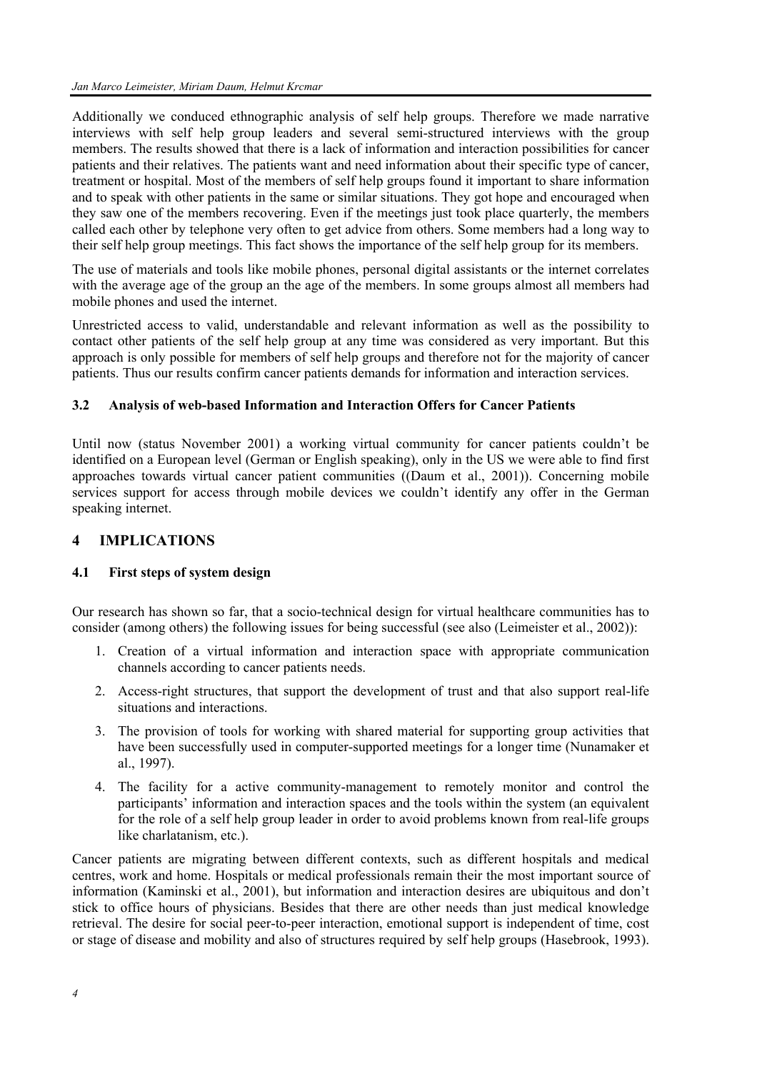Additionally we conduced ethnographic analysis of self help groups. Therefore we made narrative interviews with self help group leaders and several semi-structured interviews with the group members. The results showed that there is a lack of information and interaction possibilities for cancer patients and their relatives. The patients want and need information about their specific type of cancer, treatment or hospital. Most of the members of self help groups found it important to share information and to speak with other patients in the same or similar situations. They got hope and encouraged when they saw one of the members recovering. Even if the meetings just took place quarterly, the members called each other by telephone very often to get advice from others. Some members had a long way to their self help group meetings. This fact shows the importance of the self help group for its members.

The use of materials and tools like mobile phones, personal digital assistants or the internet correlates with the average age of the group an the age of the members. In some groups almost all members had mobile phones and used the internet.

Unrestricted access to valid, understandable and relevant information as well as the possibility to contact other patients of the self help group at any time was considered as very important. But this approach is only possible for members of self help groups and therefore not for the majority of cancer patients. Thus our results confirm cancer patients demands for information and interaction services.

### 3.2 Analysis of web-based Information and Interaction Offers for Cancer Patients

Until now (status November 2001) a working virtual community for cancer patients couldn't be identified on a European level (German or English speaking), only in the US we were able to find first approaches towards virtual cancer patient communities ((Daum et al., 2001)). Concerning mobile services support for access through mobile devices we couldn't identify any offer in the German speaking internet.

## 4 IMPLICATIONS

### 4.1 First steps of system design

Our research has shown so far, that a socio-technical design for virtual healthcare communities has to consider (among others) the following issues for being successful (see also (Leimeister et al., 2002)):

1. Creation of a virtual information and interaction space with appropriate communication channels according to cancer patients needs.
2. Access-right structures, that support the development of trust and that also support real-life situations and interactions.
3. The provision of tools for working with shared material for supporting group activities that have been successfully used in computer-supported meetings for a longer time (Nunamaker et al., 1997).
4. The facility for a active community-management to remotely monitor and control the participants' information and interaction spaces and the tools within the system (an equivalent for the role of a self help group leader in order to avoid problems known from real-life groups like charlatanism, etc.).

Cancer patients are migrating between different contexts, such as different hospitals and medical centres, work and home. Hospitals or medical professionals remain their the most important source of information (Kaminski et al., 2001), but information and interaction desires are ubiquitous and don't stick to office hours of physicians. Besides that there are other needs than just medical knowledge retrieval. The desire for social peer-to-peer interaction, emotional support is independent of time, cost or stage of disease and mobility and also of structures required by self help groups (Hasebrook, 1993).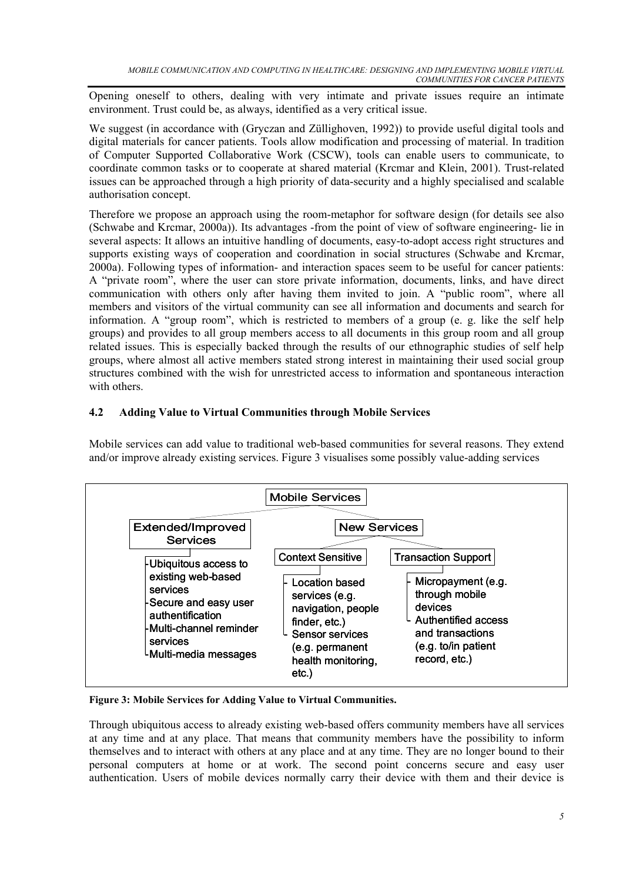Opening oneself to others, dealing with very intimate and private issues require an intimate environment. Trust could be, as always, identified as a very critical issue.

We suggest (in accordance with (Gryczan and Züllighoven, 1992)) to provide useful digital tools and digital materials for cancer patients. Tools allow modification and processing of material. In tradition of Computer Supported Collaborative Work (CSCW), tools can enable users to communicate, to coordinate common tasks or to cooperate at shared material (Krcmar and Klein, 2001). Trust-related issues can be approached through a high priority of data-security and a highly specialised and scalable authorisation concept.

Therefore we propose an approach using the room-metaphor for software design (for details see also (Schwabe and Krcmar, 2000a)). Its advantages -from the point of view of software engineering- lie in several aspects: It allows an intuitive handling of documents, easy-to-adopt access right structures and supports existing ways of cooperation and coordination in social structures (Schwabe and Krcmar, 2000a). Following types of information- and interaction spaces seem to be useful for cancer patients: A "private room", where the user can store private information, documents, links, and have direct communication with others only after having them invited to join. A "public room", where all members and visitors of the virtual community can see all information and documents and search for information. A "group room", which is restricted to members of a group (e. g. like the self help groups) and provides to all group members access to all documents in this group room and all group related issues. This is especially backed through the results of our ethnographic studies of self help groups, where almost all active members stated strong interest in maintaining their used social group structures combined with the wish for unrestricted access to information and spontaneous interaction with others.

### 4.2 Adding Value to Virtual Communities through Mobile Services

Mobile services can add value to traditional web-based communities for several reasons. They extend and/or improve already existing services. Figure 3 visualises some possibly value-adding services

- Mobile Services
  - Extended/Improved Services
    - Ubiquitous access to existing web-based services
    - Secure and easy user authentification
    - Multi-channel reminder services
    - Multi-media messages
  - New Services
    - Context Sensitive
      - Location based services (e.g. navigation, people finder, etc.)
      - Sensor services (e.g. permanent health monitoring, etc.)
    - Transaction Support
      - Micropayment (e.g. through mobile devices
      - Authentified access and transactions (e.g. to/in patient record, etc.)

**Figure 3: Mobile Services for Adding Value to Virtual Communities.**

Through ubiquitous access to already existing web-based offers community members have all services at any time and at any place. That means that community members have the possibility to inform themselves and to interact with others at any place and at any time. They are no longer bound to their personal computers at home or at work. The second point concerns secure and easy user authentication. Users of mobile devices normally carry their device with them and their device is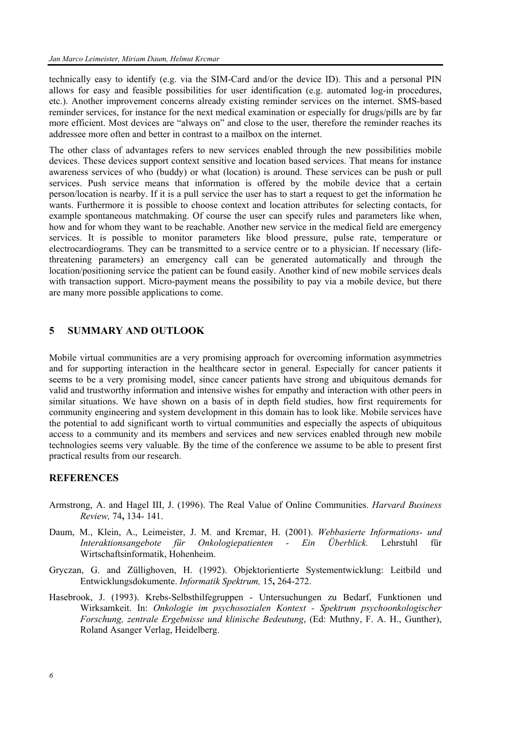technically easy to identify (e.g. via the SIM-Card and/or the device ID). This and a personal PIN allows for easy and feasible possibilities for user identification (e.g. automated log-in procedures, etc.). Another improvement concerns already existing reminder services on the internet. SMS-based reminder services, for instance for the next medical examination or especially for drugs/pills are by far more efficient. Most devices are "always on" and close to the user, therefore the reminder reaches its addressee more often and better in contrast to a mailbox on the internet.

The other class of advantages refers to new services enabled through the new possibilities mobile devices. These devices support context sensitive and location based services. That means for instance awareness services of who (buddy) or what (location) is around. These services can be push or pull services. Push service means that information is offered by the mobile device that a certain person/location is nearby. If it is a pull service the user has to start a request to get the information he wants. Furthermore it is possible to choose context and location attributes for selecting contacts, for example spontaneous matchmaking. Of course the user can specify rules and parameters like when, how and for whom they want to be reachable. Another new service in the medical field are emergency services. It is possible to monitor parameters like blood pressure, pulse rate, temperature or electrocardiograms. They can be transmitted to a service centre or to a physician. If necessary (life-threatening parameters) an emergency call can be generated automatically and through the location/positioning service the patient can be found easily. Another kind of new mobile services deals with transaction support. Micro-payment means the possibility to pay via a mobile device, but there are many more possible applications to come.

## 5 SUMMARY AND OUTLOOK

Mobile virtual communities are a very promising approach for overcoming information asymmetries and for supporting interaction in the healthcare sector in general. Especially for cancer patients it seems to be a very promising model, since cancer patients have strong and ubiquitous demands for valid and trustworthy information and intensive wishes for empathy and interaction with other peers in similar situations. We have shown on a basis of in depth field studies, how first requirements for community engineering and system development in this domain has to look like. Mobile services have the potential to add significant worth to virtual communities and especially the aspects of ubiquitous access to a community and its members and services and new services enabled through new mobile technologies seems very valuable. By the time of the conference we assume to be able to present first practical results from our research.

## REFERENCES

Armstrong, A. and Hagel III, J. (1996). The Real Value of Online Communities. *Harvard Business Review,* 74**,** 134- 141.

Daum, M., Klein, A., Leimeister, J. M. and Krcmar, H. (2001). *Webbasierte Informations- und Interaktionsangebote für Onkologiepatienten - Ein Überblick.* Lehrstuhl für Wirtschaftsinformatik, Hohenheim.

Gryczan, G. and Züllighoven, H. (1992). Objektorientierte Systementwicklung: Leitbild und Entwicklungsdokumente. *Informatik Spektrum,* 15**,** 264-272.

Hasebrook, J. (1993). Krebs-Selbsthilfegruppen - Untersuchungen zu Bedarf, Funktionen und Wirksamkeit. In: *Onkologie im psychosozialen Kontext - Spektrum psychoonkologischer Forschung, zentrale Ergebnisse und klinische Bedeutung*, (Ed: Muthny, F. A. H., Gunther), Roland Asanger Verlag, Heidelberg.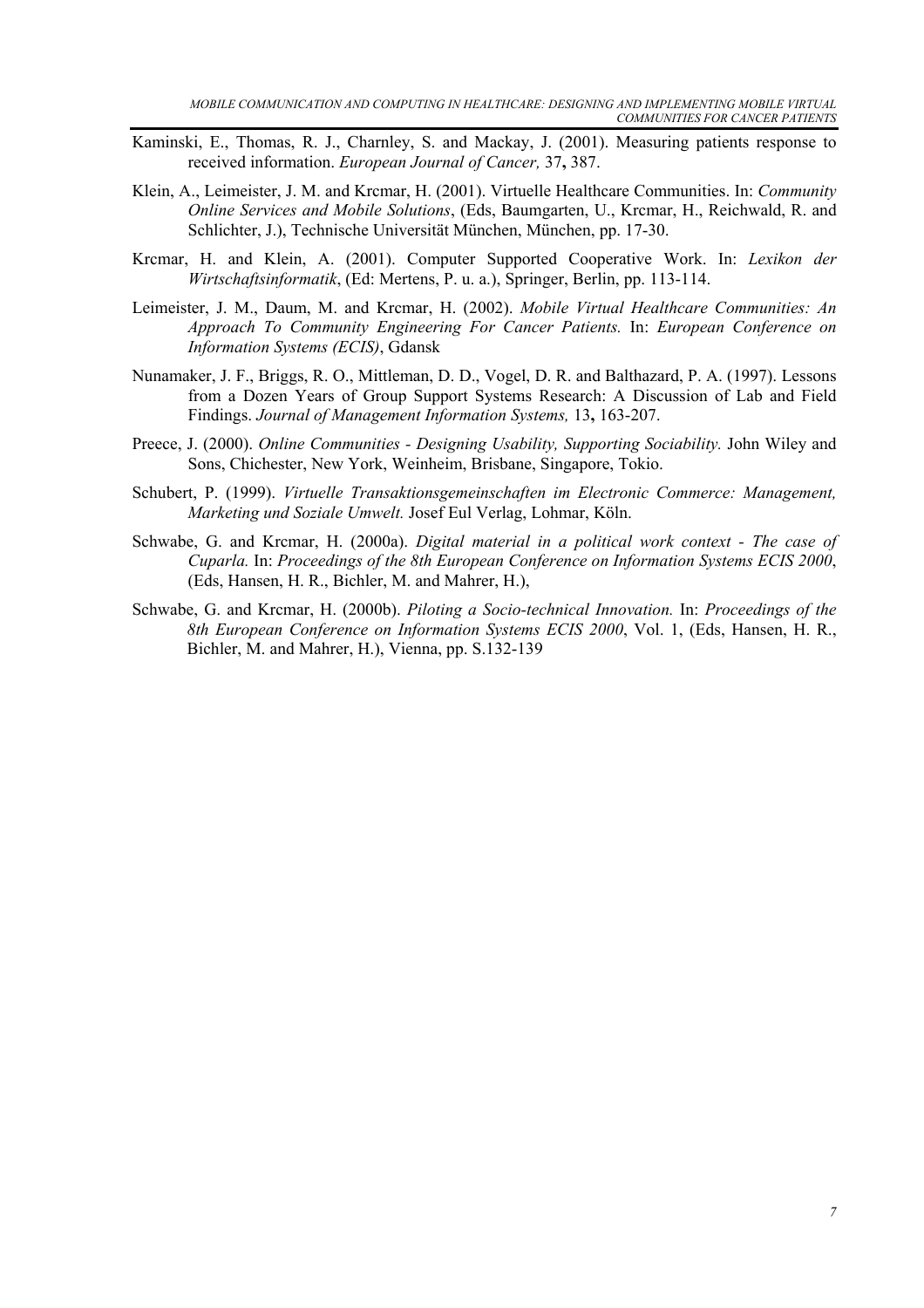Kaminski, E., Thomas, R. J., Charnley, S. and Mackay, J. (2001). Measuring patients response to received information. *European Journal of Cancer,* 37**,** 387.

Klein, A., Leimeister, J. M. and Krcmar, H. (2001). Virtuelle Healthcare Communities. In: *Community Online Services and Mobile Solutions*, (Eds, Baumgarten, U., Krcmar, H., Reichwald, R. and Schlichter, J.), Technische Universität München, München, pp. 17-30.

Krcmar, H. and Klein, A. (2001). Computer Supported Cooperative Work. In: *Lexikon der Wirtschaftsinformatik*, (Ed: Mertens, P. u. a.), Springer, Berlin, pp. 113-114.

Leimeister, J. M., Daum, M. and Krcmar, H. (2002). *Mobile Virtual Healthcare Communities: An Approach To Community Engineering For Cancer Patients.* In: *European Conference on Information Systems (ECIS)*, Gdansk

Nunamaker, J. F., Briggs, R. O., Mittleman, D. D., Vogel, D. R. and Balthazard, P. A. (1997). Lessons from a Dozen Years of Group Support Systems Research: A Discussion of Lab and Field Findings. *Journal of Management Information Systems,* 13**,** 163-207.

Preece, J. (2000). *Online Communities - Designing Usability, Supporting Sociability.* John Wiley and Sons, Chichester, New York, Weinheim, Brisbane, Singapore, Tokio.

Schubert, P. (1999). *Virtuelle Transaktionsgemeinschaften im Electronic Commerce: Management, Marketing und Soziale Umwelt.* Josef Eul Verlag, Lohmar, Köln.

Schwabe, G. and Krcmar, H. (2000a). *Digital material in a political work context - The case of Cuparla.* In: *Proceedings of the 8th European Conference on Information Systems ECIS 2000*, (Eds, Hansen, H. R., Bichler, M. and Mahrer, H.),

Schwabe, G. and Krcmar, H. (2000b). *Piloting a Socio-technical Innovation.* In: *Proceedings of the 8th European Conference on Information Systems ECIS 2000*, Vol. 1, (Eds, Hansen, H. R., Bichler, M. and Mahrer, H.), Vienna, pp. S.132-139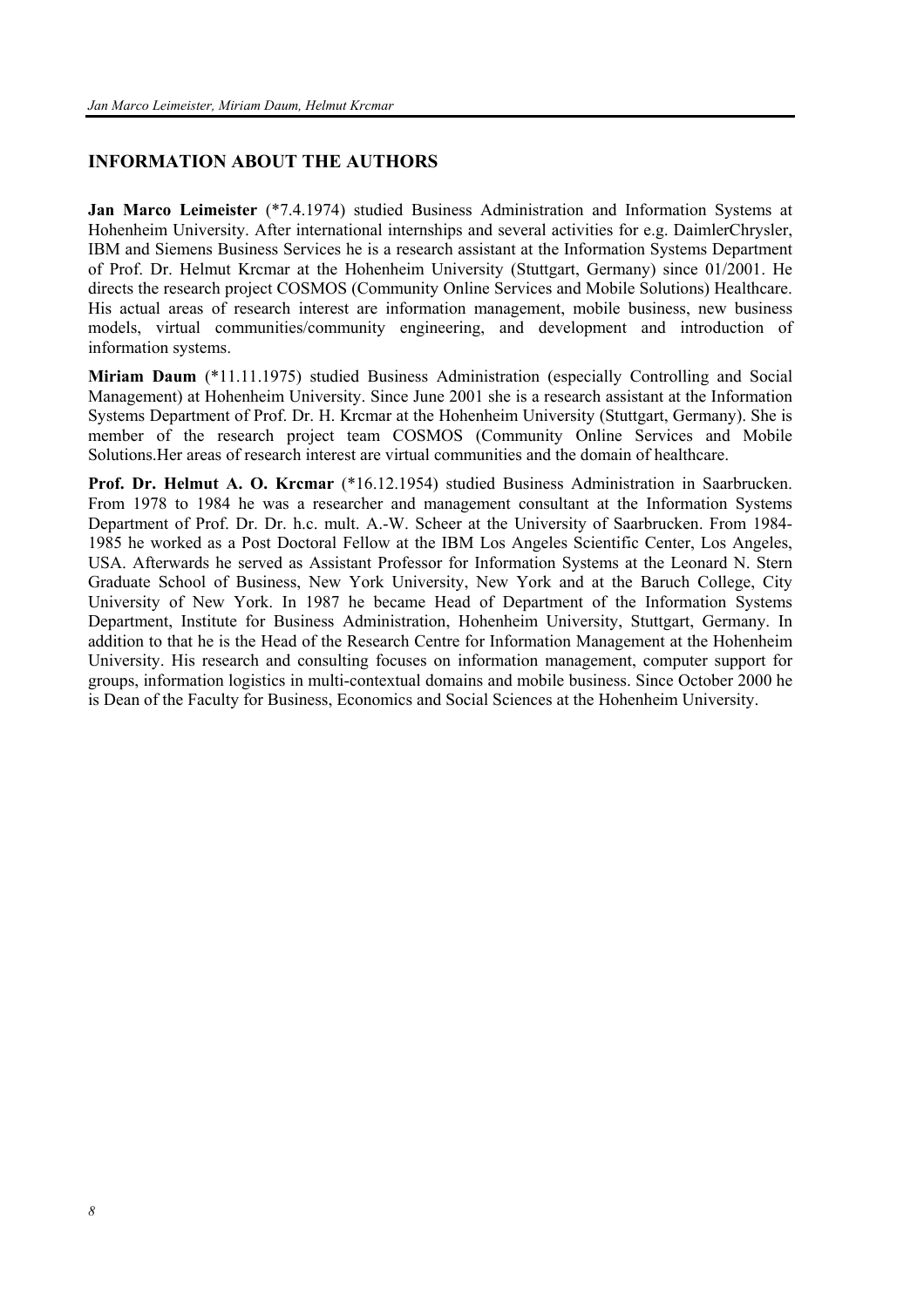## INFORMATION ABOUT THE AUTHORS

**Jan Marco Leimeister** (*7.4.1974) studied Business Administration and Information Systems at Hohenheim University. After international internships and several activities for e.g. DaimlerChrysler, IBM and Siemens Business Services he is a research assistant at the Information Systems Department of Prof. Dr. Helmut Krcmar at the Hohenheim University (Stuttgart, Germany) since 01/2001. He directs the research project COSMOS (Community Online Services and Mobile Solutions) Healthcare. His actual areas of research interest are information management, mobile business, new business models, virtual communities/community engineering, and development and introduction of information systems.

**Miriam Daum** (*11.11.1975) studied Business Administration (especially Controlling and Social Management) at Hohenheim University. Since June 2001 she is a research assistant at the Information Systems Department of Prof. Dr. H. Krcmar at the Hohenheim University (Stuttgart, Germany). She is member of the research project team COSMOS (Community Online Services and Mobile Solutions.Her areas of research interest are virtual communities and the domain of healthcare.

**Prof. Dr. Helmut A. O. Krcmar** (*16.12.1954) studied Business Administration in Saarbrucken. From 1978 to 1984 he was a researcher and management consultant at the Information Systems Department of Prof. Dr. Dr. h.c. mult. A.-W. Scheer at the University of Saarbrucken. From 1984-1985 he worked as a Post Doctoral Fellow at the IBM Los Angeles Scientific Center, Los Angeles, USA. Afterwards he served as Assistant Professor for Information Systems at the Leonard N. Stern Graduate School of Business, New York University, New York and at the Baruch College, City University of New York. In 1987 he became Head of Department of the Information Systems Department, Institute for Business Administration, Hohenheim University, Stuttgart, Germany. In addition to that he is the Head of the Research Centre for Information Management at the Hohenheim University. His research and consulting focuses on information management, computer support for groups, information logistics in multi-contextual domains and mobile business. Since October 2000 he is Dean of the Faculty for Business, Economics and Social Sciences at the Hohenheim University.